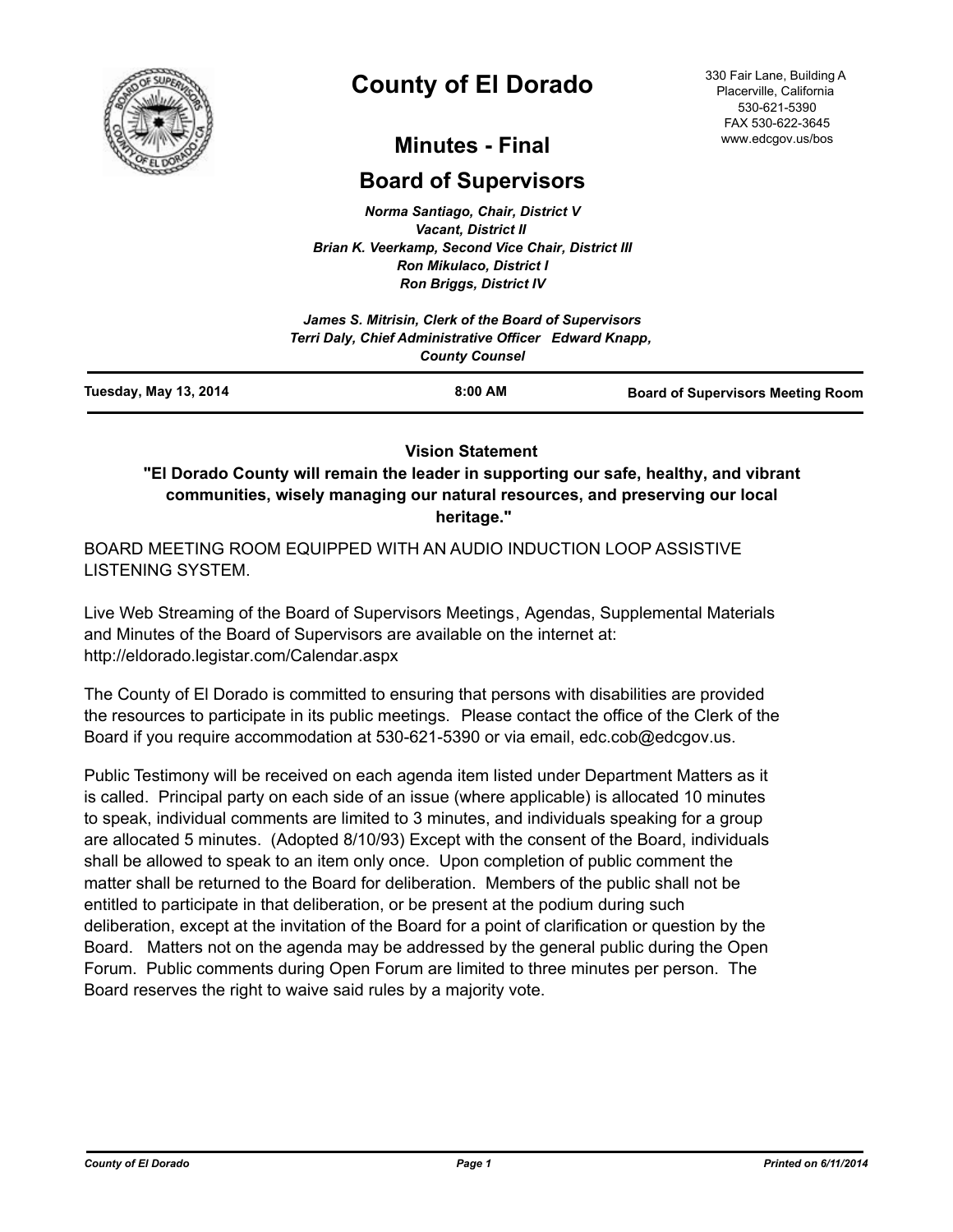# County of El Dorado

330 Fair Lane, Building A
Placerville, California
530-621-5390
FAX 530-622-3645
www.edcgov.us/bos

## Minutes - Final

## Board of Supervisors

*Norma Santiago, Chair, District V*
*Vacant, District II*
*Brian K. Veerkamp, Second Vice Chair, District III*
*Ron Mikulaco, District I*
*Ron Briggs, District IV*

*James S. Mitrisin, Clerk of the Board of Supervisors*
*Terri Daly, Chief Administrative Officer Edward Knapp, County Counsel*

| Tuesday, May 13, 2014 | 8:00 AM | Board of Supervisors Meeting Room |
|---|---|---|

**Vision Statement**

**"El Dorado County will remain the leader in supporting our safe, healthy, and vibrant communities, wisely managing our natural resources, and preserving our local heritage."**

BOARD MEETING ROOM EQUIPPED WITH AN AUDIO INDUCTION LOOP ASSISTIVE LISTENING SYSTEM.

Live Web Streaming of the Board of Supervisors Meetings, Agendas, Supplemental Materials and Minutes of the Board of Supervisors are available on the internet at: http://eldorado.legistar.com/Calendar.aspx

The County of El Dorado is committed to ensuring that persons with disabilities are provided the resources to participate in its public meetings. Please contact the office of the Clerk of the Board if you require accommodation at 530-621-5390 or via email, edc.cob@edcgov.us.

Public Testimony will be received on each agenda item listed under Department Matters as it is called. Principal party on each side of an issue (where applicable) is allocated 10 minutes to speak, individual comments are limited to 3 minutes, and individuals speaking for a group are allocated 5 minutes. (Adopted 8/10/93) Except with the consent of the Board, individuals shall be allowed to speak to an item only once. Upon completion of public comment the matter shall be returned to the Board for deliberation. Members of the public shall not be entitled to participate in that deliberation, or be present at the podium during such deliberation, except at the invitation of the Board for a point of clarification or question by the Board. Matters not on the agenda may be addressed by the general public during the Open Forum. Public comments during Open Forum are limited to three minutes per person. The Board reserves the right to waive said rules by a majority vote.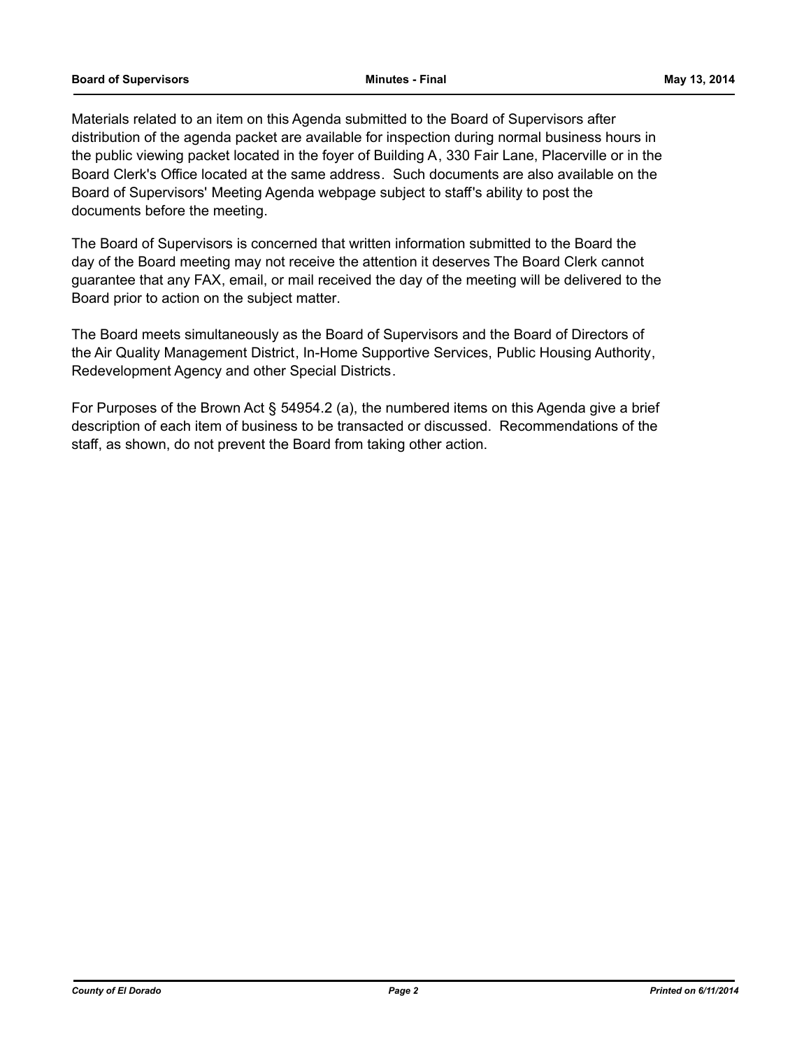Materials related to an item on this Agenda submitted to the Board of Supervisors after distribution of the agenda packet are available for inspection during normal business hours in the public viewing packet located in the foyer of Building A, 330 Fair Lane, Placerville or in the Board Clerk's Office located at the same address. Such documents are also available on the Board of Supervisors' Meeting Agenda webpage subject to staff's ability to post the documents before the meeting.

The Board of Supervisors is concerned that written information submitted to the Board the day of the Board meeting may not receive the attention it deserves The Board Clerk cannot guarantee that any FAX, email, or mail received the day of the meeting will be delivered to the Board prior to action on the subject matter.

The Board meets simultaneously as the Board of Supervisors and the Board of Directors of the Air Quality Management District, In-Home Supportive Services, Public Housing Authority, Redevelopment Agency and other Special Districts.

For Purposes of the Brown Act § 54954.2 (a), the numbered items on this Agenda give a brief description of each item of business to be transacted or discussed. Recommendations of the staff, as shown, do not prevent the Board from taking other action.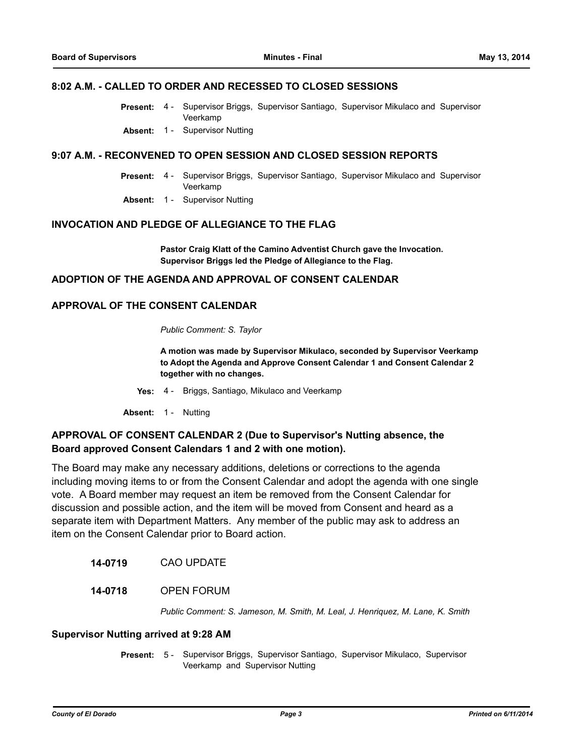### 8:02 A.M. - CALLED TO ORDER AND RECESSED TO CLOSED SESSIONS

**Present:** 4 - Supervisor Briggs, Supervisor Santiago, Supervisor Mikulaco and Supervisor Veerkamp

**Absent:** 1 - Supervisor Nutting

### 9:07 A.M. - RECONVENED TO OPEN SESSION AND CLOSED SESSION REPORTS

**Present:** 4 - Supervisor Briggs, Supervisor Santiago, Supervisor Mikulaco and Supervisor Veerkamp

**Absent:** 1 - Supervisor Nutting

### INVOCATION AND PLEDGE OF ALLEGIANCE TO THE FLAG

**Pastor Craig Klatt of the Camino Adventist Church gave the Invocation. Supervisor Briggs led the Pledge of Allegiance to the Flag.**

### ADOPTION OF THE AGENDA AND APPROVAL OF CONSENT CALENDAR

### APPROVAL OF THE CONSENT CALENDAR

*Public Comment: S. Taylor*

**A motion was made by Supervisor Mikulaco, seconded by Supervisor Veerkamp to Adopt the Agenda and Approve Consent Calendar 1 and Consent Calendar 2 together with no changes.**

**Yes:** 4 - Briggs, Santiago, Mikulaco and Veerkamp

**Absent:** 1 - Nutting

### APPROVAL OF CONSENT CALENDAR 2 (Due to Supervisor's Nutting absence, the Board approved Consent Calendars 1 and 2 with one motion).

The Board may make any necessary additions, deletions or corrections to the agenda including moving items to or from the Consent Calendar and adopt the agenda with one single vote. A Board member may request an item be removed from the Consent Calendar for discussion and possible action, and the item will be moved from Consent and heard as a separate item with Department Matters. Any member of the public may ask to address an item on the Consent Calendar prior to Board action.

**14-0719** CAO UPDATE

**14-0718** OPEN FORUM

*Public Comment: S. Jameson, M. Smith, M. Leal, J. Henriquez, M. Lane, K. Smith*

### Supervisor Nutting arrived at 9:28 AM

**Present:** 5 - Supervisor Briggs, Supervisor Santiago, Supervisor Mikulaco, Supervisor Veerkamp and Supervisor Nutting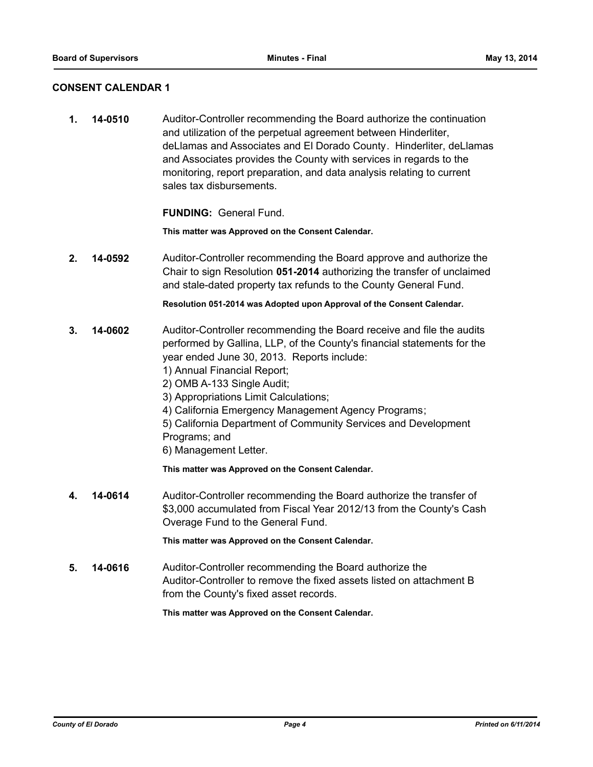## CONSENT CALENDAR 1

**1.** **14-0510** Auditor-Controller recommending the Board authorize the continuation and utilization of the perpetual agreement between Hinderliter, deLlamas and Associates and El Dorado County. Hinderliter, deLlamas and Associates provides the County with services in regards to the monitoring, report preparation, and data analysis relating to current sales tax disbursements.

**FUNDING:** General Fund.

**This matter was Approved on the Consent Calendar.**

**2.** **14-0592** Auditor-Controller recommending the Board approve and authorize the Chair to sign Resolution **051-2014** authorizing the transfer of unclaimed and stale-dated property tax refunds to the County General Fund.

**Resolution 051-2014 was Adopted upon Approval of the Consent Calendar.**

**3.** **14-0602** Auditor-Controller recommending the Board receive and file the audits performed by Gallina, LLP, of the County's financial statements for the year ended June 30, 2013. Reports include:
1) Annual Financial Report;
2) OMB A-133 Single Audit;
3) Appropriations Limit Calculations;
4) California Emergency Management Agency Programs;
5) California Department of Community Services and Development Programs; and
6) Management Letter.

**This matter was Approved on the Consent Calendar.**

**4.** **14-0614** Auditor-Controller recommending the Board authorize the transfer of $3,000 accumulated from Fiscal Year 2012/13 from the County's Cash Overage Fund to the General Fund.

**This matter was Approved on the Consent Calendar.**

**5.** **14-0616** Auditor-Controller recommending the Board authorize the Auditor-Controller to remove the fixed assets listed on attachment B from the County's fixed asset records.

**This matter was Approved on the Consent Calendar.**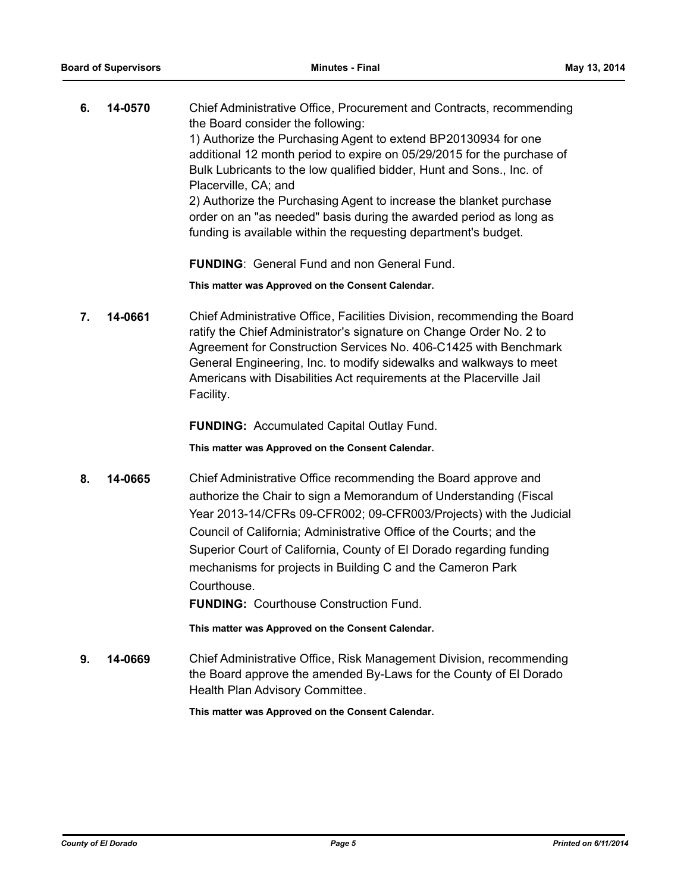**6.** **14-0570** Chief Administrative Office, Procurement and Contracts, recommending the Board consider the following:
1) Authorize the Purchasing Agent to extend BP20130934 for one additional 12 month period to expire on 05/29/2015 for the purchase of Bulk Lubricants to the low qualified bidder, Hunt and Sons., Inc. of Placerville, CA; and
2) Authorize the Purchasing Agent to increase the blanket purchase order on an "as needed" basis during the awarded period as long as funding is available within the requesting department's budget.

**FUNDING**: General Fund and non General Fund.

**This matter was Approved on the Consent Calendar.**

**7.** **14-0661** Chief Administrative Office, Facilities Division, recommending the Board ratify the Chief Administrator's signature on Change Order No. 2 to Agreement for Construction Services No. 406-C1425 with Benchmark General Engineering, Inc. to modify sidewalks and walkways to meet Americans with Disabilities Act requirements at the Placerville Jail Facility.

**FUNDING:** Accumulated Capital Outlay Fund.

**This matter was Approved on the Consent Calendar.**

**8.** **14-0665** Chief Administrative Office recommending the Board approve and authorize the Chair to sign a Memorandum of Understanding (Fiscal Year 2013-14/CFRs 09-CFR002; 09-CFR003/Projects) with the Judicial Council of California; Administrative Office of the Courts; and the Superior Court of California, County of El Dorado regarding funding mechanisms for projects in Building C and the Cameron Park Courthouse.
**FUNDING:** Courthouse Construction Fund.

**This matter was Approved on the Consent Calendar.**

**9.** **14-0669** Chief Administrative Office, Risk Management Division, recommending the Board approve the amended By-Laws for the County of El Dorado Health Plan Advisory Committee.

**This matter was Approved on the Consent Calendar.**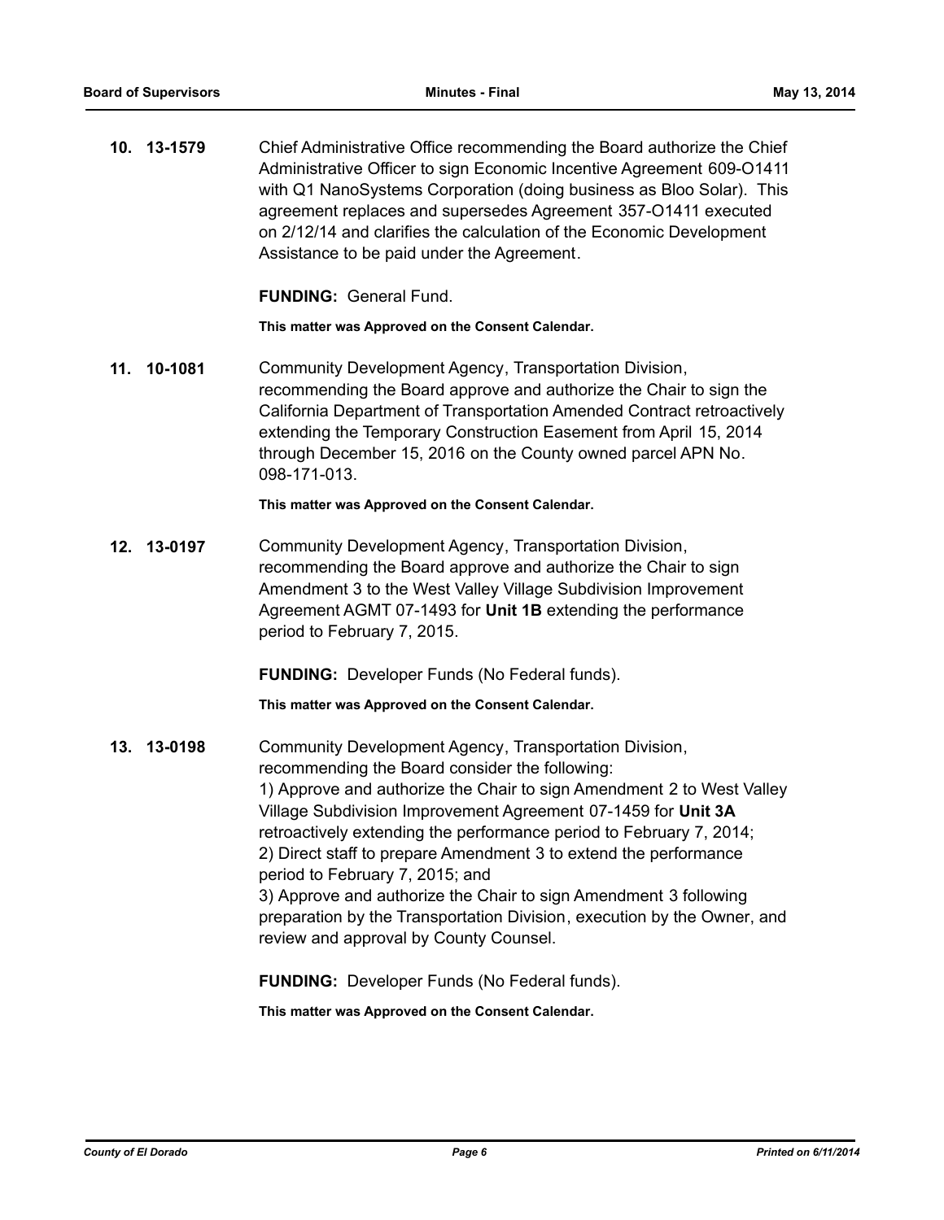**10. 13-1579** Chief Administrative Office recommending the Board authorize the Chief Administrative Officer to sign Economic Incentive Agreement 609-O1411 with Q1 NanoSystems Corporation (doing business as Bloo Solar). This agreement replaces and supersedes Agreement 357-O1411 executed on 2/12/14 and clarifies the calculation of the Economic Development Assistance to be paid under the Agreement.

**FUNDING:** General Fund.

**This matter was Approved on the Consent Calendar.**

**11. 10-1081** Community Development Agency, Transportation Division, recommending the Board approve and authorize the Chair to sign the California Department of Transportation Amended Contract retroactively extending the Temporary Construction Easement from April 15, 2014 through December 15, 2016 on the County owned parcel APN No. 098-171-013.

**This matter was Approved on the Consent Calendar.**

**12. 13-0197** Community Development Agency, Transportation Division, recommending the Board approve and authorize the Chair to sign Amendment 3 to the West Valley Village Subdivision Improvement Agreement AGMT 07-1493 for **Unit 1B** extending the performance period to February 7, 2015.

**FUNDING:** Developer Funds (No Federal funds).

**This matter was Approved on the Consent Calendar.**

**13. 13-0198** Community Development Agency, Transportation Division, recommending the Board consider the following:
1) Approve and authorize the Chair to sign Amendment 2 to West Valley Village Subdivision Improvement Agreement 07-1459 for **Unit 3A** retroactively extending the performance period to February 7, 2014;
2) Direct staff to prepare Amendment 3 to extend the performance period to February 7, 2015; and
3) Approve and authorize the Chair to sign Amendment 3 following preparation by the Transportation Division, execution by the Owner, and review and approval by County Counsel.

**FUNDING:** Developer Funds (No Federal funds).

**This matter was Approved on the Consent Calendar.**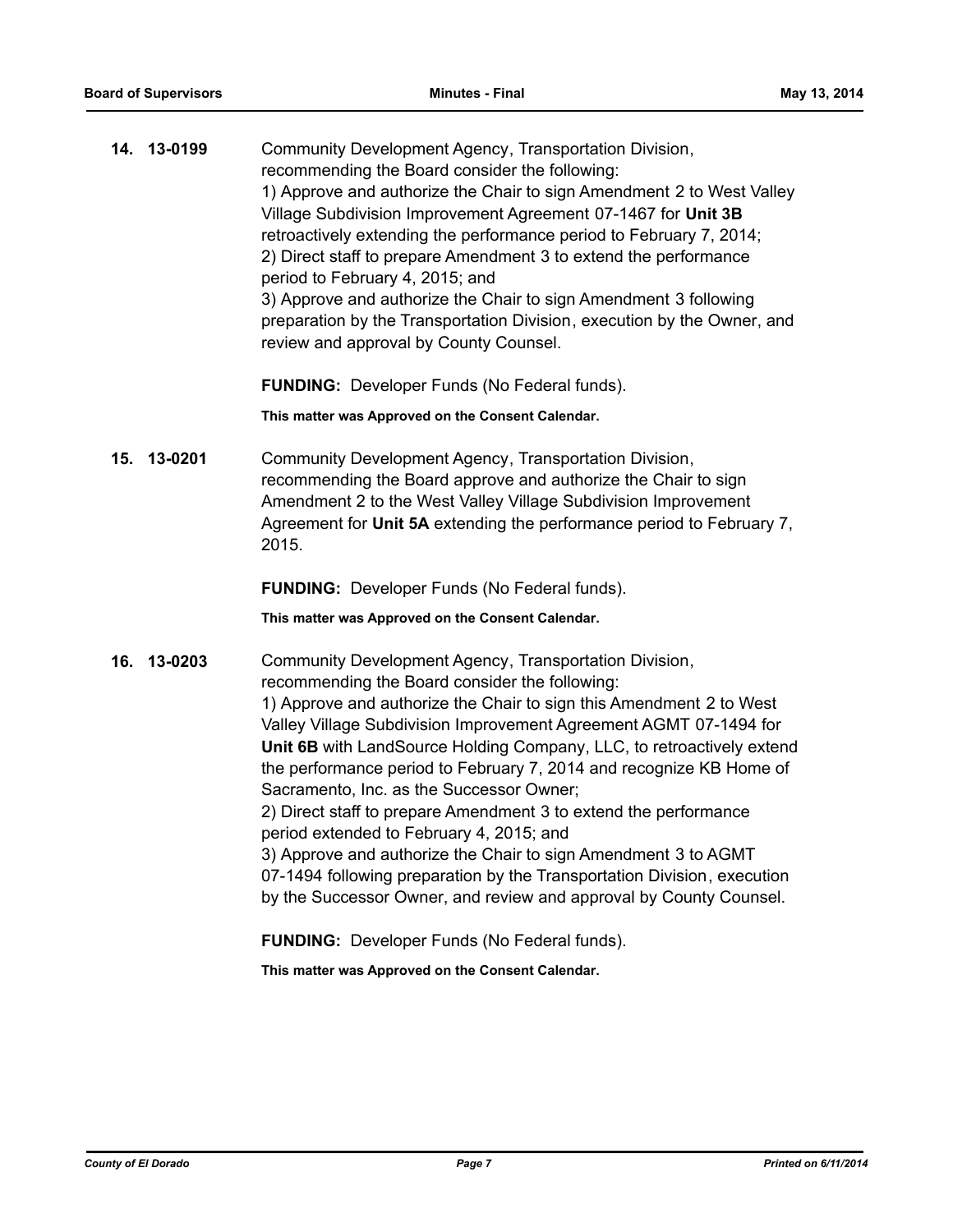**14. 13-0199** Community Development Agency, Transportation Division, recommending the Board consider the following:

1) Approve and authorize the Chair to sign Amendment 2 to West Valley Village Subdivision Improvement Agreement 07-1467 for **Unit 3B** retroactively extending the performance period to February 7, 2014;

2) Direct staff to prepare Amendment 3 to extend the performance period to February 4, 2015; and

3) Approve and authorize the Chair to sign Amendment 3 following preparation by the Transportation Division, execution by the Owner, and review and approval by County Counsel.

**FUNDING:** Developer Funds (No Federal funds).

**This matter was Approved on the Consent Calendar.**

**15. 13-0201** Community Development Agency, Transportation Division, recommending the Board approve and authorize the Chair to sign Amendment 2 to the West Valley Village Subdivision Improvement Agreement for **Unit 5A** extending the performance period to February 7, 2015.

**FUNDING:** Developer Funds (No Federal funds).

**This matter was Approved on the Consent Calendar.**

**16. 13-0203** Community Development Agency, Transportation Division, recommending the Board consider the following:

1) Approve and authorize the Chair to sign this Amendment 2 to West Valley Village Subdivision Improvement Agreement AGMT 07-1494 for **Unit 6B** with LandSource Holding Company, LLC, to retroactively extend the performance period to February 7, 2014 and recognize KB Home of Sacramento, Inc. as the Successor Owner;

2) Direct staff to prepare Amendment 3 to extend the performance period extended to February 4, 2015; and

3) Approve and authorize the Chair to sign Amendment 3 to AGMT 07-1494 following preparation by the Transportation Division, execution by the Successor Owner, and review and approval by County Counsel.

**FUNDING:** Developer Funds (No Federal funds).

**This matter was Approved on the Consent Calendar.**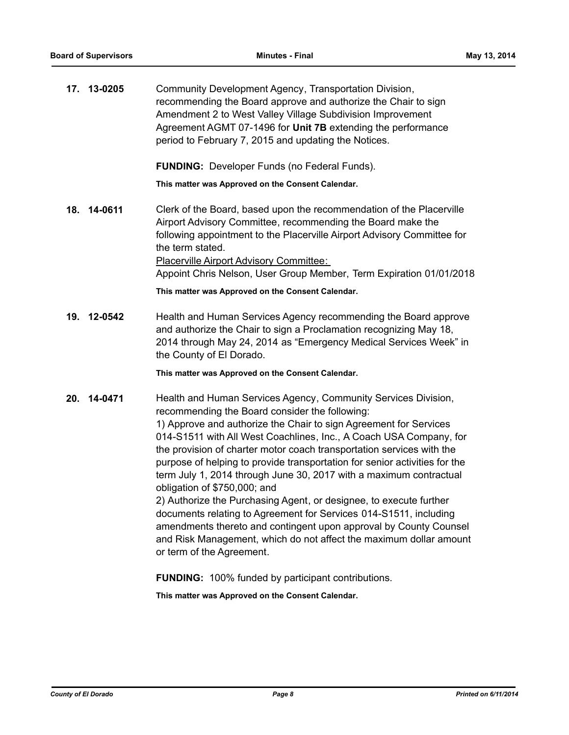**17. 13-0205** Community Development Agency, Transportation Division, recommending the Board approve and authorize the Chair to sign Amendment 2 to West Valley Village Subdivision Improvement Agreement AGMT 07-1496 for **Unit 7B** extending the performance period to February 7, 2015 and updating the Notices.

**FUNDING:** Developer Funds (no Federal Funds).

**This matter was Approved on the Consent Calendar.**

**18. 14-0611** Clerk of the Board, based upon the recommendation of the Placerville Airport Advisory Committee, recommending the Board make the following appointment to the Placerville Airport Advisory Committee for the term stated.

Placerville Airport Advisory Committee:

Appoint Chris Nelson, User Group Member, Term Expiration 01/01/2018

**This matter was Approved on the Consent Calendar.**

**19. 12-0542** Health and Human Services Agency recommending the Board approve and authorize the Chair to sign a Proclamation recognizing May 18, 2014 through May 24, 2014 as "Emergency Medical Services Week" in the County of El Dorado.

**This matter was Approved on the Consent Calendar.**

**20. 14-0471** Health and Human Services Agency, Community Services Division, recommending the Board consider the following:

1) Approve and authorize the Chair to sign Agreement for Services 014-S1511 with All West Coachlines, Inc., A Coach USA Company, for the provision of charter motor coach transportation services with the purpose of helping to provide transportation for senior activities for the term July 1, 2014 through June 30, 2017 with a maximum contractual obligation of $750,000; and

2) Authorize the Purchasing Agent, or designee, to execute further documents relating to Agreement for Services 014-S1511, including amendments thereto and contingent upon approval by County Counsel and Risk Management, which do not affect the maximum dollar amount or term of the Agreement.

**FUNDING:** 100% funded by participant contributions.

**This matter was Approved on the Consent Calendar.**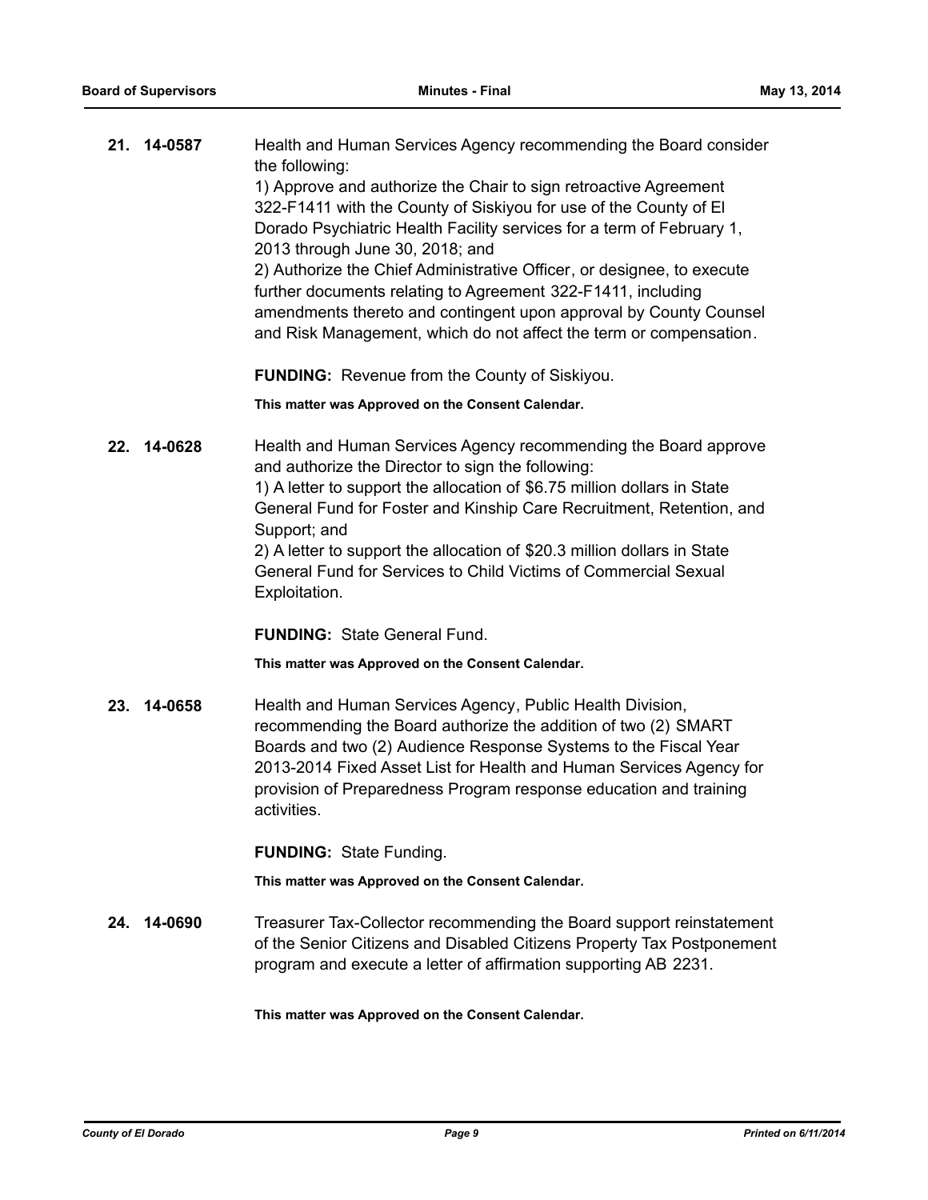**21. 14-0587** Health and Human Services Agency recommending the Board consider the following:

1) Approve and authorize the Chair to sign retroactive Agreement 322-F1411 with the County of Siskiyou for use of the County of El Dorado Psychiatric Health Facility services for a term of February 1, 2013 through June 30, 2018; and

2) Authorize the Chief Administrative Officer, or designee, to execute further documents relating to Agreement 322-F1411, including amendments thereto and contingent upon approval by County Counsel and Risk Management, which do not affect the term or compensation.

**FUNDING:** Revenue from the County of Siskiyou.

**This matter was Approved on the Consent Calendar.**

**22. 14-0628** Health and Human Services Agency recommending the Board approve and authorize the Director to sign the following:

1) A letter to support the allocation of $6.75 million dollars in State General Fund for Foster and Kinship Care Recruitment, Retention, and Support; and

2) A letter to support the allocation of $20.3 million dollars in State General Fund for Services to Child Victims of Commercial Sexual Exploitation.

**FUNDING:** State General Fund.

**This matter was Approved on the Consent Calendar.**

**23. 14-0658** Health and Human Services Agency, Public Health Division, recommending the Board authorize the addition of two (2) SMART Boards and two (2) Audience Response Systems to the Fiscal Year 2013-2014 Fixed Asset List for Health and Human Services Agency for provision of Preparedness Program response education and training activities.

**FUNDING:** State Funding.

**This matter was Approved on the Consent Calendar.**

**24. 14-0690** Treasurer Tax-Collector recommending the Board support reinstatement of the Senior Citizens and Disabled Citizens Property Tax Postponement program and execute a letter of affirmation supporting AB 2231.

**This matter was Approved on the Consent Calendar.**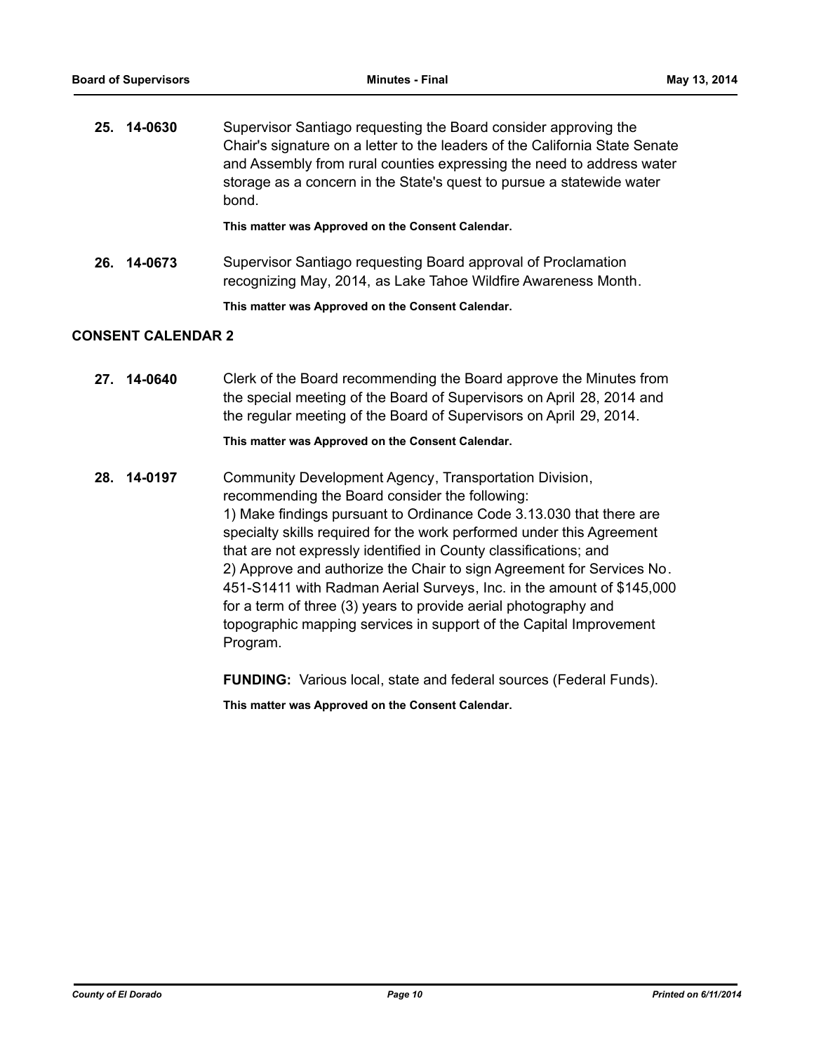**25. 14-0630** Supervisor Santiago requesting the Board consider approving the Chair's signature on a letter to the leaders of the California State Senate and Assembly from rural counties expressing the need to address water storage as a concern in the State's quest to pursue a statewide water bond.

**This matter was Approved on the Consent Calendar.**

**26. 14-0673** Supervisor Santiago requesting Board approval of Proclamation recognizing May, 2014, as Lake Tahoe Wildfire Awareness Month.

**This matter was Approved on the Consent Calendar.**

## CONSENT CALENDAR 2

**27. 14-0640** Clerk of the Board recommending the Board approve the Minutes from the special meeting of the Board of Supervisors on April 28, 2014 and the regular meeting of the Board of Supervisors on April 29, 2014.

**This matter was Approved on the Consent Calendar.**

**28. 14-0197** Community Development Agency, Transportation Division, recommending the Board consider the following:
1) Make findings pursuant to Ordinance Code 3.13.030 that there are specialty skills required for the work performed under this Agreement that are not expressly identified in County classifications; and
2) Approve and authorize the Chair to sign Agreement for Services No. 451-S1411 with Radman Aerial Surveys, Inc. in the amount of $145,000 for a term of three (3) years to provide aerial photography and topographic mapping services in support of the Capital Improvement Program.

**FUNDING:** Various local, state and federal sources (Federal Funds).

**This matter was Approved on the Consent Calendar.**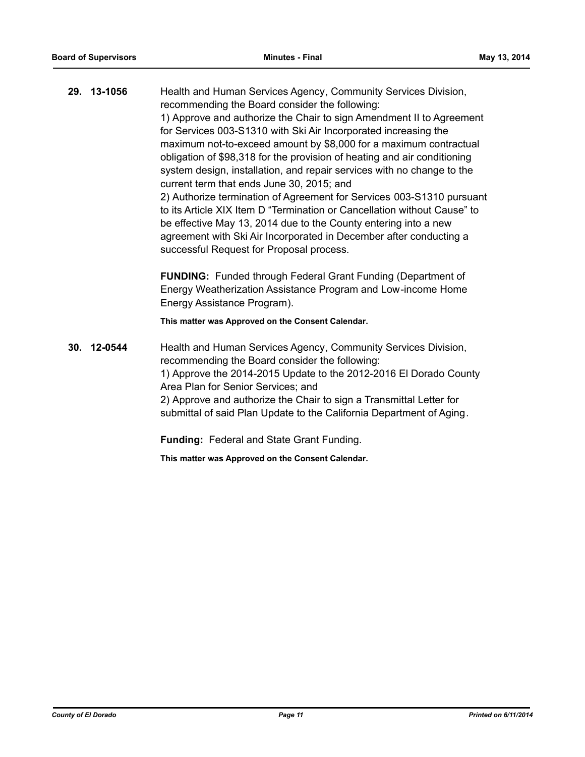**29. 13-1056** Health and Human Services Agency, Community Services Division, recommending the Board consider the following:

1) Approve and authorize the Chair to sign Amendment II to Agreement for Services 003-S1310 with Ski Air Incorporated increasing the maximum not-to-exceed amount by $8,000 for a maximum contractual obligation of $98,318 for the provision of heating and air conditioning system design, installation, and repair services with no change to the current term that ends June 30, 2015; and

2) Authorize termination of Agreement for Services 003-S1310 pursuant to its Article XIX Item D "Termination or Cancellation without Cause" to be effective May 13, 2014 due to the County entering into a new agreement with Ski Air Incorporated in December after conducting a successful Request for Proposal process.

**FUNDING:** Funded through Federal Grant Funding (Department of Energy Weatherization Assistance Program and Low-income Home Energy Assistance Program).

**This matter was Approved on the Consent Calendar.**

**30. 12-0544** Health and Human Services Agency, Community Services Division, recommending the Board consider the following:

1) Approve the 2014-2015 Update to the 2012-2016 El Dorado County Area Plan for Senior Services; and

2) Approve and authorize the Chair to sign a Transmittal Letter for submittal of said Plan Update to the California Department of Aging.

**Funding:** Federal and State Grant Funding.

**This matter was Approved on the Consent Calendar.**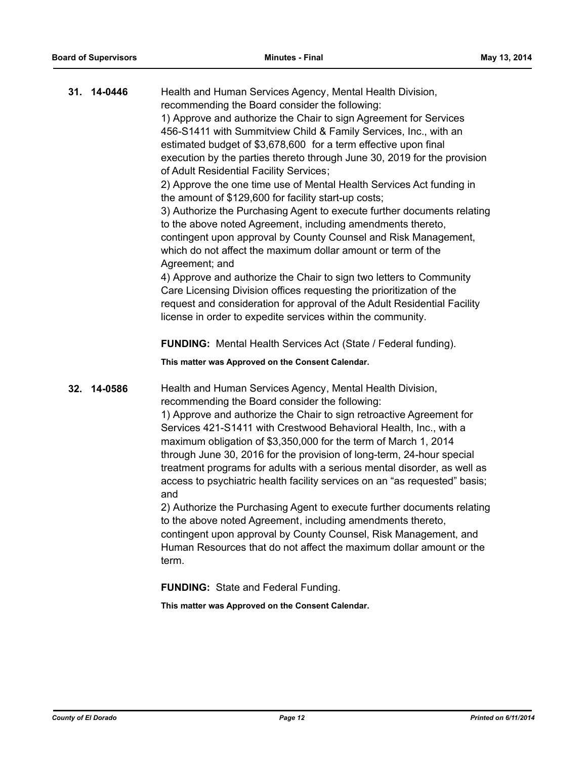**31. 14-0446** Health and Human Services Agency, Mental Health Division, recommending the Board consider the following:

1) Approve and authorize the Chair to sign Agreement for Services 456-S1411 with Summitview Child & Family Services, Inc., with an estimated budget of $3,678,600 for a term effective upon final execution by the parties thereto through June 30, 2019 for the provision of Adult Residential Facility Services;

2) Approve the one time use of Mental Health Services Act funding in the amount of $129,600 for facility start-up costs;

3) Authorize the Purchasing Agent to execute further documents relating to the above noted Agreement, including amendments thereto, contingent upon approval by County Counsel and Risk Management, which do not affect the maximum dollar amount or term of the Agreement; and

4) Approve and authorize the Chair to sign two letters to Community Care Licensing Division offices requesting the prioritization of the request and consideration for approval of the Adult Residential Facility license in order to expedite services within the community.

**FUNDING:** Mental Health Services Act (State / Federal funding).

**This matter was Approved on the Consent Calendar.**

**32. 14-0586** Health and Human Services Agency, Mental Health Division, recommending the Board consider the following:

1) Approve and authorize the Chair to sign retroactive Agreement for Services 421-S1411 with Crestwood Behavioral Health, Inc., with a maximum obligation of $3,350,000 for the term of March 1, 2014 through June 30, 2016 for the provision of long-term, 24-hour special treatment programs for adults with a serious mental disorder, as well as access to psychiatric health facility services on an "as requested" basis; and

2) Authorize the Purchasing Agent to execute further documents relating to the above noted Agreement, including amendments thereto, contingent upon approval by County Counsel, Risk Management, and Human Resources that do not affect the maximum dollar amount or the term.

**FUNDING:** State and Federal Funding.

**This matter was Approved on the Consent Calendar.**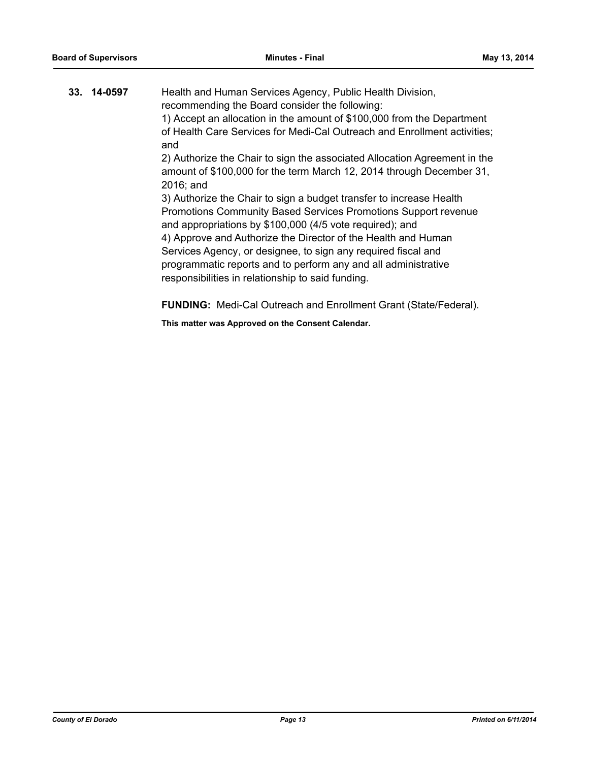**33. 14-0597** Health and Human Services Agency, Public Health Division, recommending the Board consider the following:

1) Accept an allocation in the amount of $100,000 from the Department of Health Care Services for Medi-Cal Outreach and Enrollment activities; and

2) Authorize the Chair to sign the associated Allocation Agreement in the amount of $100,000 for the term March 12, 2014 through December 31, 2016; and

3) Authorize the Chair to sign a budget transfer to increase Health Promotions Community Based Services Promotions Support revenue and appropriations by $100,000 (4/5 vote required); and

4) Approve and Authorize the Director of the Health and Human Services Agency, or designee, to sign any required fiscal and programmatic reports and to perform any and all administrative responsibilities in relationship to said funding.

**FUNDING:** Medi-Cal Outreach and Enrollment Grant (State/Federal).

**This matter was Approved on the Consent Calendar.**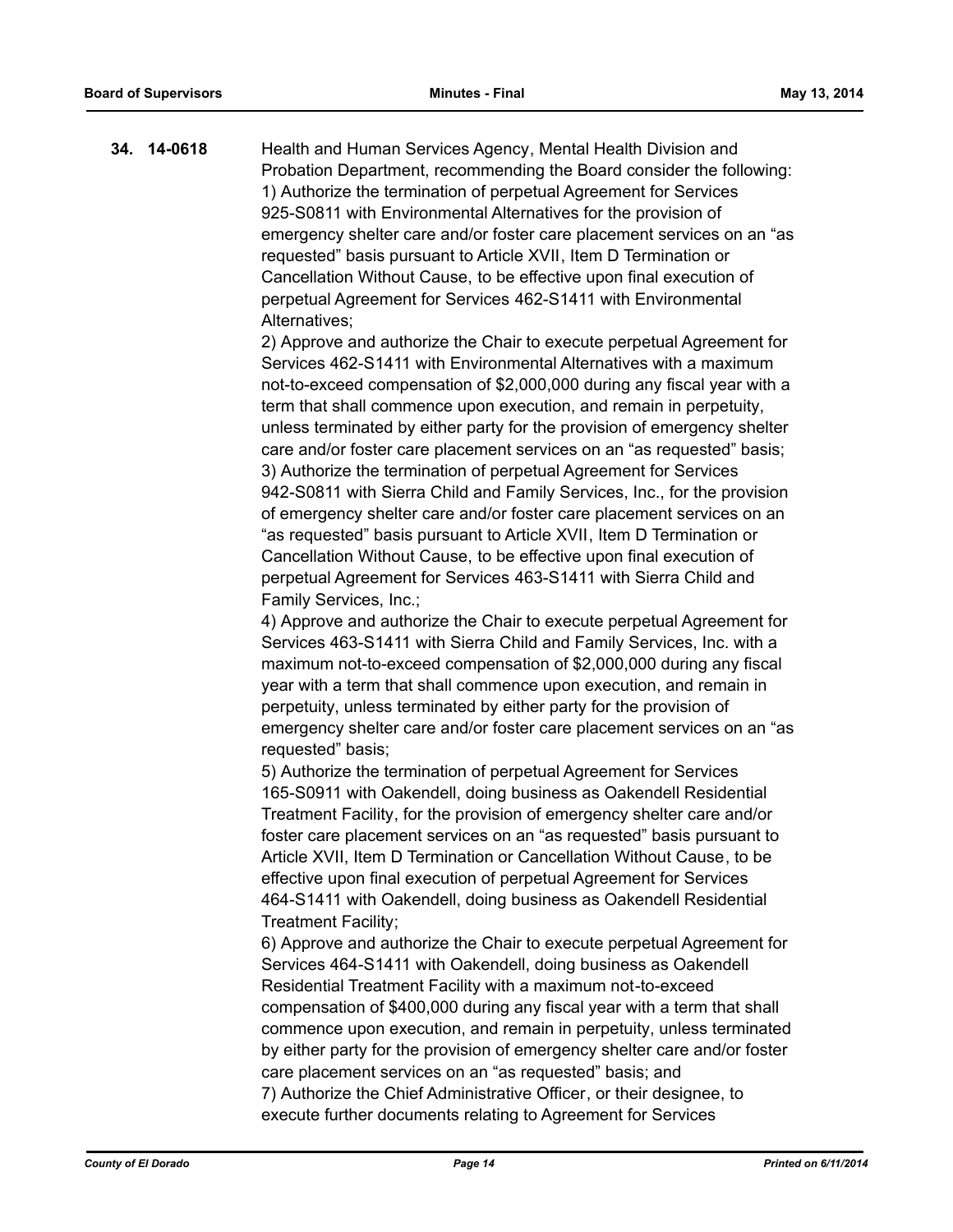**34. 14-0618** Health and Human Services Agency, Mental Health Division and Probation Department, recommending the Board consider the following:

1) Authorize the termination of perpetual Agreement for Services 925-S0811 with Environmental Alternatives for the provision of emergency shelter care and/or foster care placement services on an "as requested" basis pursuant to Article XVII, Item D Termination or Cancellation Without Cause, to be effective upon final execution of perpetual Agreement for Services 462-S1411 with Environmental Alternatives;

2) Approve and authorize the Chair to execute perpetual Agreement for Services 462-S1411 with Environmental Alternatives with a maximum not-to-exceed compensation of $2,000,000 during any fiscal year with a term that shall commence upon execution, and remain in perpetuity, unless terminated by either party for the provision of emergency shelter care and/or foster care placement services on an "as requested" basis;

3) Authorize the termination of perpetual Agreement for Services 942-S0811 with Sierra Child and Family Services, Inc., for the provision of emergency shelter care and/or foster care placement services on an "as requested" basis pursuant to Article XVII, Item D Termination or Cancellation Without Cause, to be effective upon final execution of perpetual Agreement for Services 463-S1411 with Sierra Child and Family Services, Inc.;

4) Approve and authorize the Chair to execute perpetual Agreement for Services 463-S1411 with Sierra Child and Family Services, Inc. with a maximum not-to-exceed compensation of $2,000,000 during any fiscal year with a term that shall commence upon execution, and remain in perpetuity, unless terminated by either party for the provision of emergency shelter care and/or foster care placement services on an "as requested" basis;

5) Authorize the termination of perpetual Agreement for Services 165-S0911 with Oakendell, doing business as Oakendell Residential Treatment Facility, for the provision of emergency shelter care and/or foster care placement services on an "as requested" basis pursuant to Article XVII, Item D Termination or Cancellation Without Cause, to be effective upon final execution of perpetual Agreement for Services 464-S1411 with Oakendell, doing business as Oakendell Residential Treatment Facility;

6) Approve and authorize the Chair to execute perpetual Agreement for Services 464-S1411 with Oakendell, doing business as Oakendell Residential Treatment Facility with a maximum not-to-exceed compensation of $400,000 during any fiscal year with a term that shall commence upon execution, and remain in perpetuity, unless terminated by either party for the provision of emergency shelter care and/or foster care placement services on an "as requested" basis; and

7) Authorize the Chief Administrative Officer, or their designee, to execute further documents relating to Agreement for Services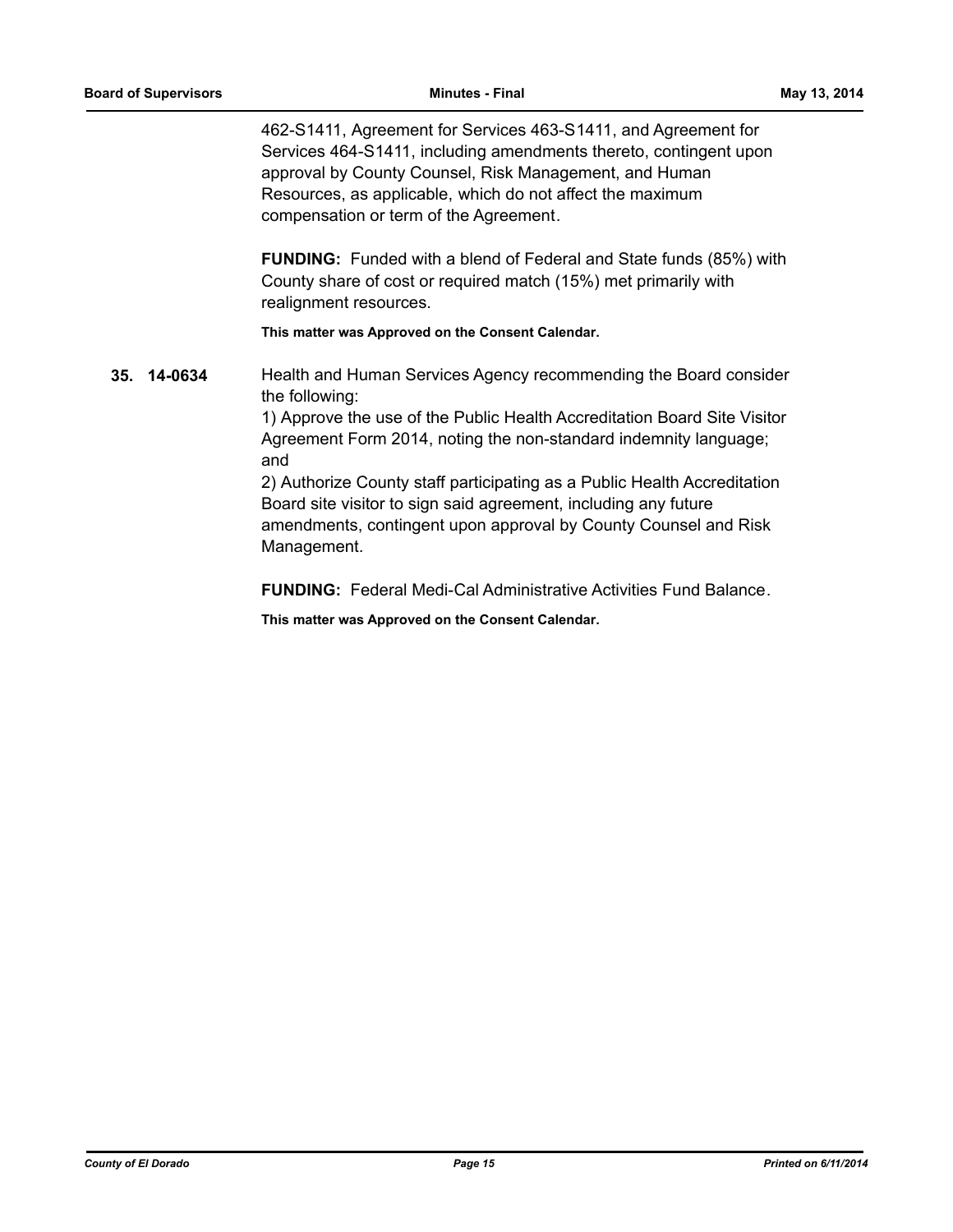462-S1411, Agreement for Services 463-S1411, and Agreement for Services 464-S1411, including amendments thereto, contingent upon approval by County Counsel, Risk Management, and Human Resources, as applicable, which do not affect the maximum compensation or term of the Agreement.

**FUNDING:** Funded with a blend of Federal and State funds (85%) with County share of cost or required match (15%) met primarily with realignment resources.

**This matter was Approved on the Consent Calendar.**

**35. 14-0634** Health and Human Services Agency recommending the Board consider the following:

1) Approve the use of the Public Health Accreditation Board Site Visitor Agreement Form 2014, noting the non-standard indemnity language; and

2) Authorize County staff participating as a Public Health Accreditation Board site visitor to sign said agreement, including any future amendments, contingent upon approval by County Counsel and Risk Management.

**FUNDING:** Federal Medi-Cal Administrative Activities Fund Balance.

**This matter was Approved on the Consent Calendar.**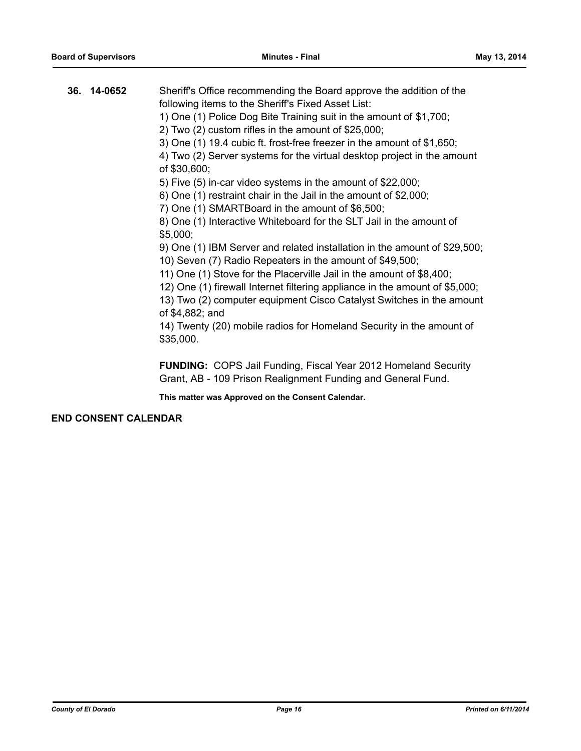**36. 14-0652** Sheriff's Office recommending the Board approve the addition of the following items to the Sheriff's Fixed Asset List:

1) One (1) Police Dog Bite Training suit in the amount of $1,700;
2) Two (2) custom rifles in the amount of $25,000;
3) One (1) 19.4 cubic ft. frost-free freezer in the amount of $1,650;
4) Two (2) Server systems for the virtual desktop project in the amount of $30,600;
5) Five (5) in-car video systems in the amount of $22,000;
6) One (1) restraint chair in the Jail in the amount of $2,000;
7) One (1) SMARTBoard in the amount of $6,500;
8) One (1) Interactive Whiteboard for the SLT Jail in the amount of $5,000;
9) One (1) IBM Server and related installation in the amount of $29,500;
10) Seven (7) Radio Repeaters in the amount of $49,500;
11) One (1) Stove for the Placerville Jail in the amount of $8,400;
12) One (1) firewall Internet filtering appliance in the amount of $5,000;
13) Two (2) computer equipment Cisco Catalyst Switches in the amount of $4,882; and
14) Twenty (20) mobile radios for Homeland Security in the amount of $35,000.

**FUNDING:** COPS Jail Funding, Fiscal Year 2012 Homeland Security Grant, AB - 109 Prison Realignment Funding and General Fund.

**This matter was Approved on the Consent Calendar.**

## END CONSENT CALENDAR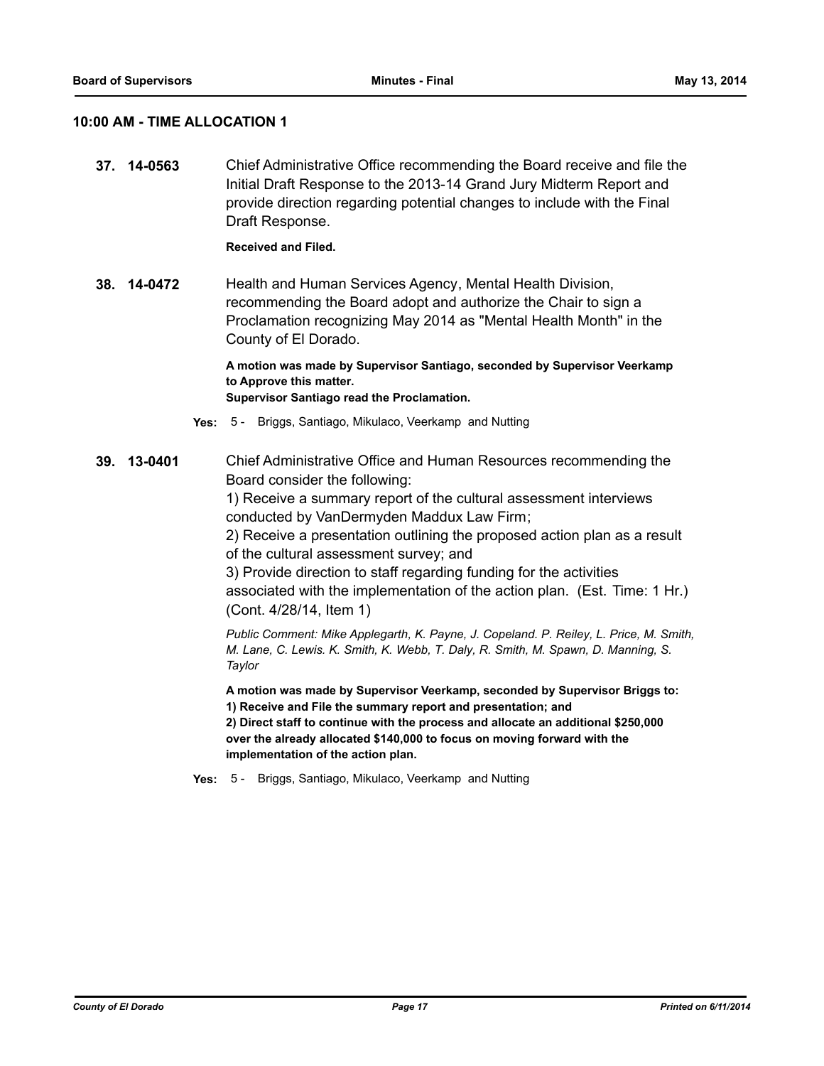## 10:00 AM - TIME ALLOCATION 1

**37. 14-0563** Chief Administrative Office recommending the Board receive and file the Initial Draft Response to the 2013-14 Grand Jury Midterm Report and provide direction regarding potential changes to include with the Final Draft Response.

**Received and Filed.**

**38. 14-0472** Health and Human Services Agency, Mental Health Division, recommending the Board adopt and authorize the Chair to sign a Proclamation recognizing May 2014 as "Mental Health Month" in the County of El Dorado.

**A motion was made by Supervisor Santiago, seconded by Supervisor Veerkamp to Approve this matter.**
**Supervisor Santiago read the Proclamation.**

**Yes:** 5 - Briggs, Santiago, Mikulaco, Veerkamp and Nutting

**39. 13-0401** Chief Administrative Office and Human Resources recommending the Board consider the following:
1) Receive a summary report of the cultural assessment interviews conducted by VanDermyden Maddux Law Firm;
2) Receive a presentation outlining the proposed action plan as a result of the cultural assessment survey; and
3) Provide direction to staff regarding funding for the activities associated with the implementation of the action plan. (Est. Time: 1 Hr.) (Cont. 4/28/14, Item 1)

*Public Comment: Mike Applegarth, K. Payne, J. Copeland. P. Reiley, L. Price, M. Smith, M. Lane, C. Lewis. K. Smith, K. Webb, T. Daly, R. Smith, M. Spawn, D. Manning, S. Taylor*

**A motion was made by Supervisor Veerkamp, seconded by Supervisor Briggs to:**
**1) Receive and File the summary report and presentation; and**
**2) Direct staff to continue with the process and allocate an additional $250,000 over the already allocated $140,000 to focus on moving forward with the implementation of the action plan.**

**Yes:** 5 - Briggs, Santiago, Mikulaco, Veerkamp and Nutting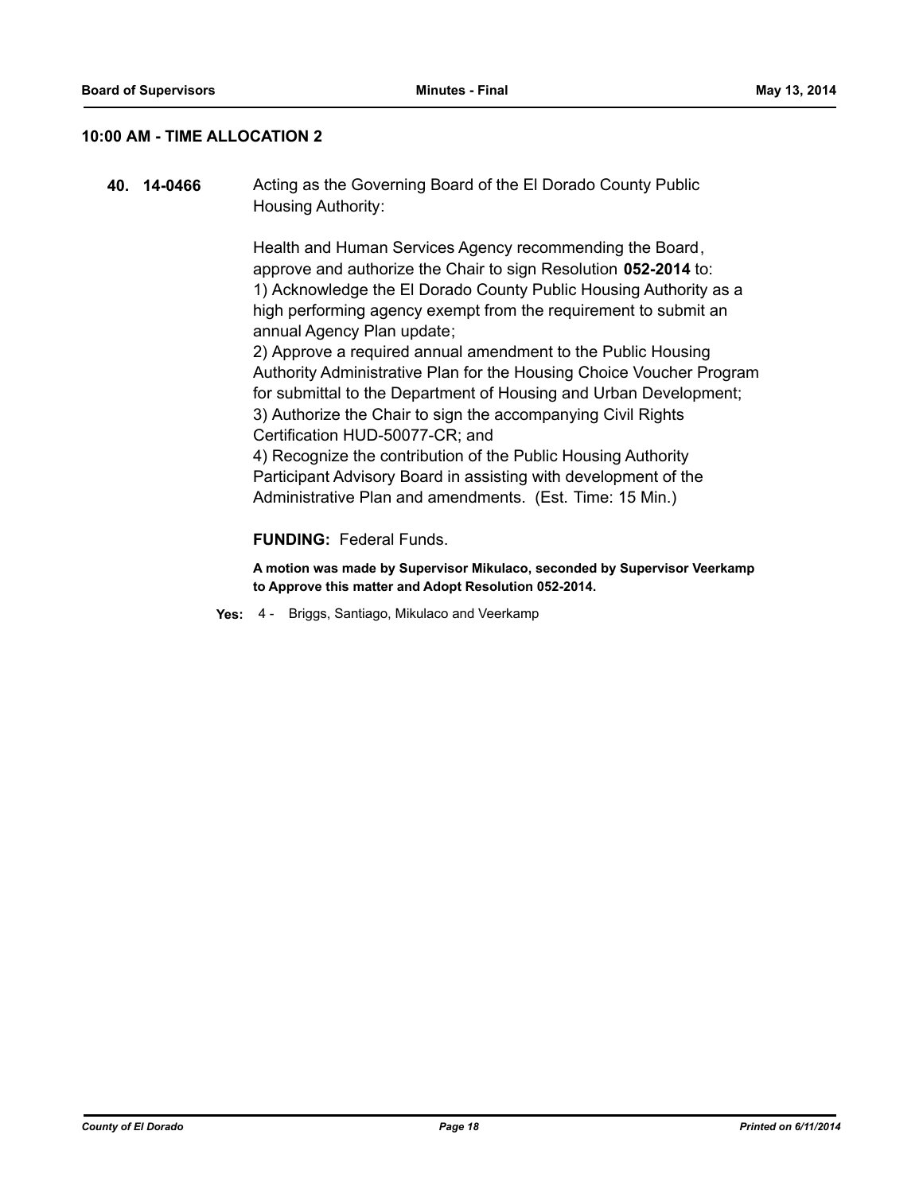## 10:00 AM - TIME ALLOCATION 2

**40. 14-0466** Acting as the Governing Board of the El Dorado County Public Housing Authority:

Health and Human Services Agency recommending the Board, approve and authorize the Chair to sign Resolution **052-2014** to:
1) Acknowledge the El Dorado County Public Housing Authority as a high performing agency exempt from the requirement to submit an annual Agency Plan update;
2) Approve a required annual amendment to the Public Housing Authority Administrative Plan for the Housing Choice Voucher Program for submittal to the Department of Housing and Urban Development;
3) Authorize the Chair to sign the accompanying Civil Rights Certification HUD-50077-CR; and
4) Recognize the contribution of the Public Housing Authority Participant Advisory Board in assisting with development of the Administrative Plan and amendments. (Est. Time: 15 Min.)

**FUNDING:** Federal Funds.

**A motion was made by Supervisor Mikulaco, seconded by Supervisor Veerkamp to Approve this matter and Adopt Resolution 052-2014.**

**Yes:** 4 - Briggs, Santiago, Mikulaco and Veerkamp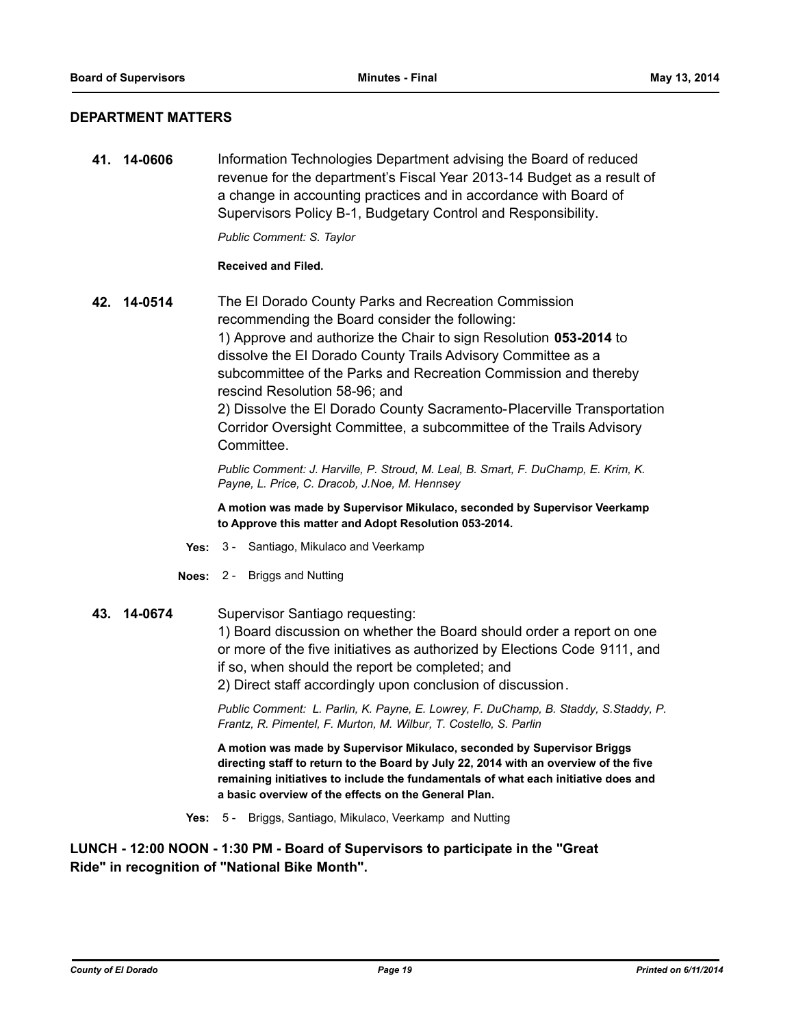## DEPARTMENT MATTERS

**41. 14-0606** Information Technologies Department advising the Board of reduced revenue for the department's Fiscal Year 2013-14 Budget as a result of a change in accounting practices and in accordance with Board of Supervisors Policy B-1, Budgetary Control and Responsibility.

*Public Comment: S. Taylor*

**Received and Filed.**

**42. 14-0514** The El Dorado County Parks and Recreation Commission recommending the Board consider the following:
1) Approve and authorize the Chair to sign Resolution **053-2014** to dissolve the El Dorado County Trails Advisory Committee as a subcommittee of the Parks and Recreation Commission and thereby rescind Resolution 58-96; and
2) Dissolve the El Dorado County Sacramento-Placerville Transportation Corridor Oversight Committee, a subcommittee of the Trails Advisory Committee.

*Public Comment: J. Harville, P. Stroud, M. Leal, B. Smart, F. DuChamp, E. Krim, K. Payne, L. Price, C. Dracob, J.Noe, M. Hennsey*

**A motion was made by Supervisor Mikulaco, seconded by Supervisor Veerkamp to Approve this matter and Adopt Resolution 053-2014.**

**Yes:** 3 - Santiago, Mikulaco and Veerkamp

**Noes:** 2 - Briggs and Nutting

**43. 14-0674** Supervisor Santiago requesting:
1) Board discussion on whether the Board should order a report on one or more of the five initiatives as authorized by Elections Code 9111, and if so, when should the report be completed; and
2) Direct staff accordingly upon conclusion of discussion.

*Public Comment: L. Parlin, K. Payne, E. Lowrey, F. DuChamp, B. Staddy, S.Staddy, P. Frantz, R. Pimentel, F. Murton, M. Wilbur, T. Costello, S. Parlin*

**A motion was made by Supervisor Mikulaco, seconded by Supervisor Briggs directing staff to return to the Board by July 22, 2014 with an overview of the five remaining initiatives to include the fundamentals of what each initiative does and a basic overview of the effects on the General Plan.**

**Yes:** 5 - Briggs, Santiago, Mikulaco, Veerkamp and Nutting

**LUNCH - 12:00 NOON - 1:30 PM - Board of Supervisors to participate in the "Great Ride" in recognition of "National Bike Month".**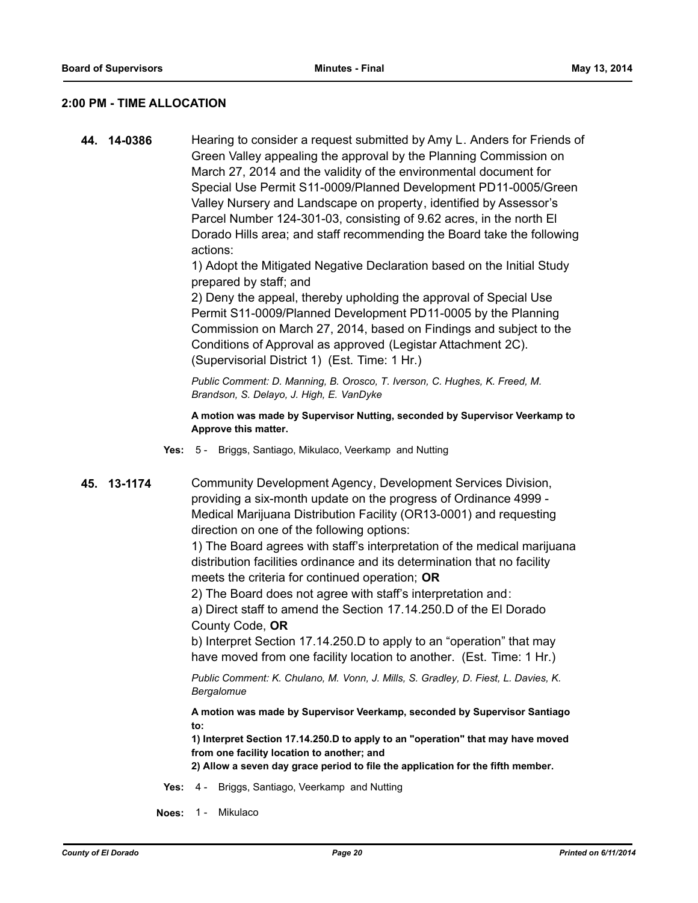## 2:00 PM - TIME ALLOCATION

**44. 14-0386** Hearing to consider a request submitted by Amy L. Anders for Friends of Green Valley appealing the approval by the Planning Commission on March 27, 2014 and the validity of the environmental document for Special Use Permit S11-0009/Planned Development PD11-0005/Green Valley Nursery and Landscape on property, identified by Assessor's Parcel Number 124-301-03, consisting of 9.62 acres, in the north El Dorado Hills area; and staff recommending the Board take the following actions:

1) Adopt the Mitigated Negative Declaration based on the Initial Study prepared by staff; and

2) Deny the appeal, thereby upholding the approval of Special Use Permit S11-0009/Planned Development PD11-0005 by the Planning Commission on March 27, 2014, based on Findings and subject to the Conditions of Approval as approved (Legistar Attachment 2C). (Supervisorial District 1) (Est. Time: 1 Hr.)

*Public Comment: D. Manning, B. Orosco, T. Iverson, C. Hughes, K. Freed, M. Brandson, S. Delayo, J. High, E. VanDyke*

**A motion was made by Supervisor Nutting, seconded by Supervisor Veerkamp to Approve this matter.**

**Yes:** 5 - Briggs, Santiago, Mikulaco, Veerkamp and Nutting

**45. 13-1174** Community Development Agency, Development Services Division, providing a six-month update on the progress of Ordinance 4999 - Medical Marijuana Distribution Facility (OR13-0001) and requesting direction on one of the following options:

1) The Board agrees with staff's interpretation of the medical marijuana distribution facilities ordinance and its determination that no facility meets the criteria for continued operation; **OR**

2) The Board does not agree with staff's interpretation and:

a) Direct staff to amend the Section 17.14.250.D of the El Dorado County Code, **OR**

b) Interpret Section 17.14.250.D to apply to an "operation" that may have moved from one facility location to another. (Est. Time: 1 Hr.)

*Public Comment: K. Chulano, M. Vonn, J. Mills, S. Gradley, D. Fiest, L. Davies, K. Bergalomue*

**A motion was made by Supervisor Veerkamp, seconded by Supervisor Santiago to:**

**1) Interpret Section 17.14.250.D to apply to an "operation" that may have moved from one facility location to another; and**

**2) Allow a seven day grace period to file the application for the fifth member.**

**Yes:** 4 - Briggs, Santiago, Veerkamp and Nutting

**Noes:** 1 - Mikulaco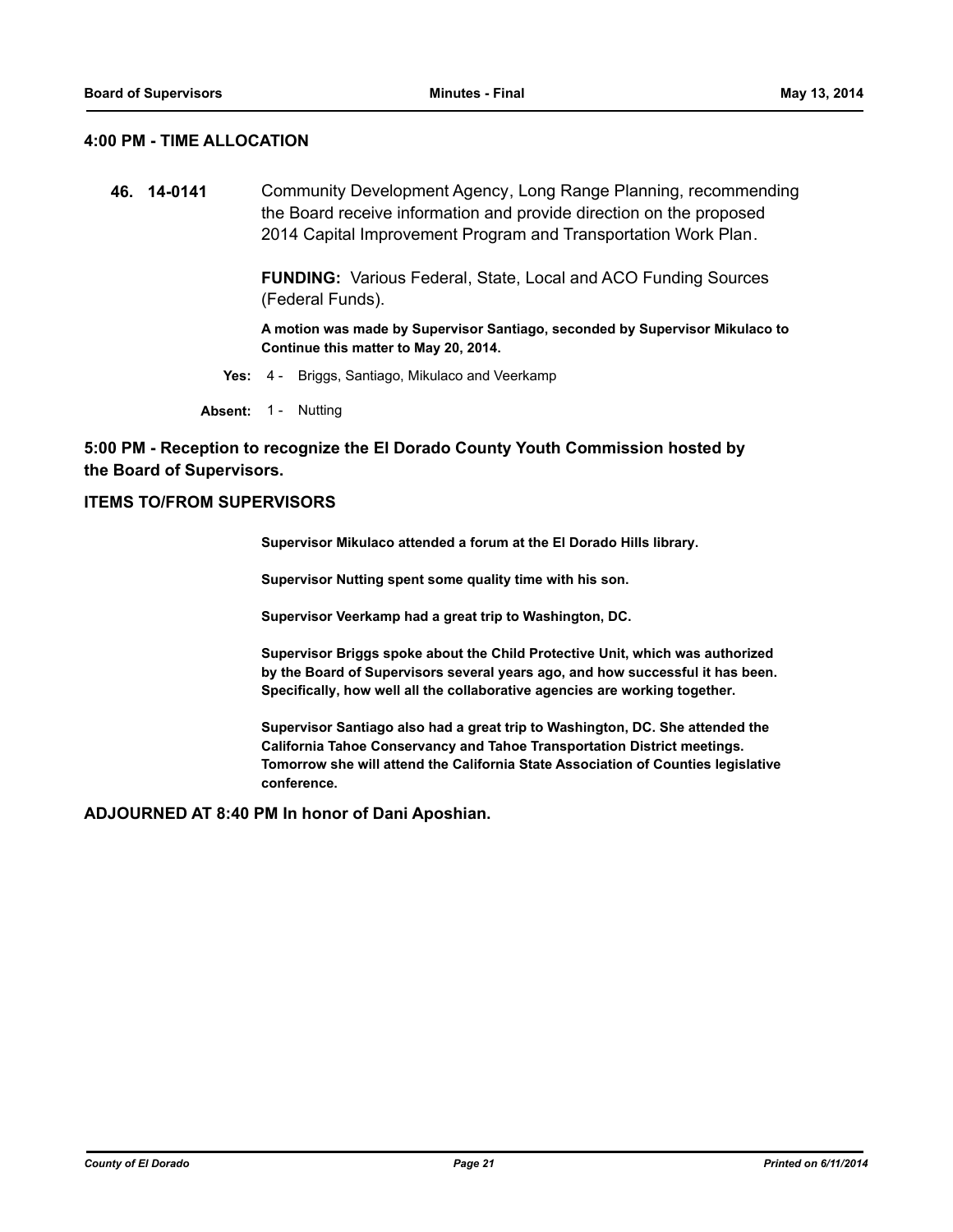## 4:00 PM - TIME ALLOCATION

**46. 14-0141** Community Development Agency, Long Range Planning, recommending the Board receive information and provide direction on the proposed 2014 Capital Improvement Program and Transportation Work Plan.

**FUNDING:** Various Federal, State, Local and ACO Funding Sources (Federal Funds).

**A motion was made by Supervisor Santiago, seconded by Supervisor Mikulaco to Continue this matter to May 20, 2014.**

**Yes:** 4 - Briggs, Santiago, Mikulaco and Veerkamp

**Absent:** 1 - Nutting

## 5:00 PM - Reception to recognize the El Dorado County Youth Commission hosted by the Board of Supervisors.

## ITEMS TO/FROM SUPERVISORS

**Supervisor Mikulaco attended a forum at the El Dorado Hills library.**

**Supervisor Nutting spent some quality time with his son.**

**Supervisor Veerkamp had a great trip to Washington, DC.**

**Supervisor Briggs spoke about the Child Protective Unit, which was authorized by the Board of Supervisors several years ago, and how successful it has been. Specifically, how well all the collaborative agencies are working together.**

**Supervisor Santiago also had a great trip to Washington, DC. She attended the California Tahoe Conservancy and Tahoe Transportation District meetings. Tomorrow she will attend the California State Association of Counties legislative conference.**

## ADJOURNED AT 8:40 PM In honor of Dani Aposhian.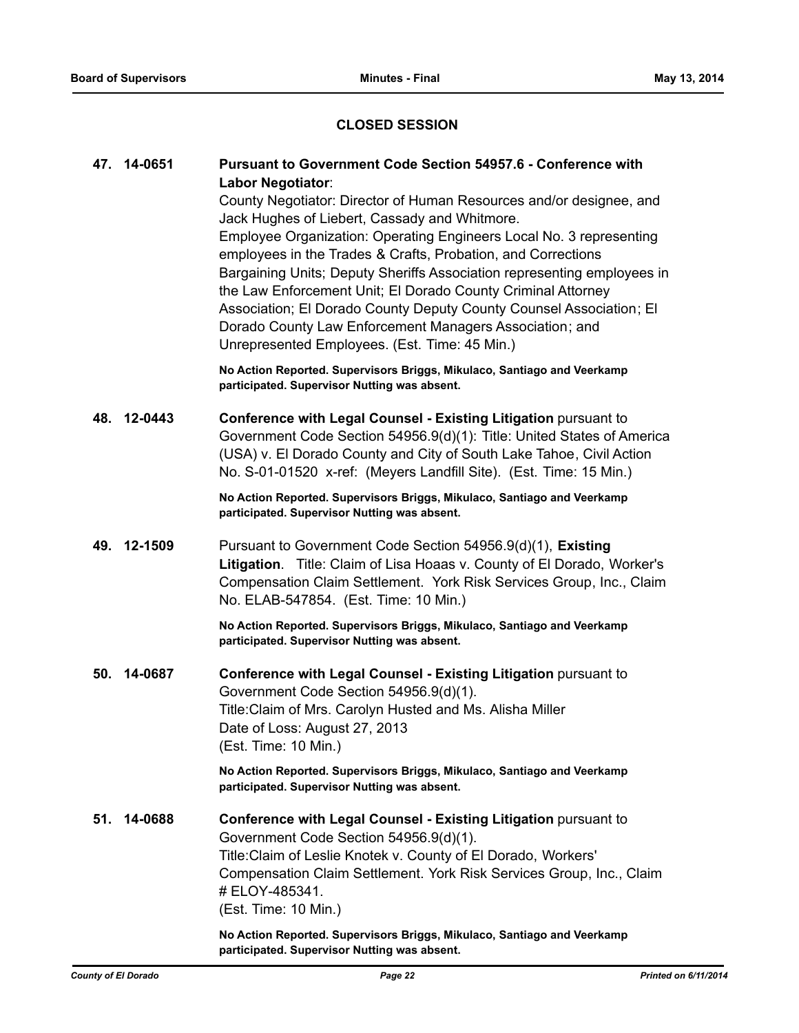## CLOSED SESSION

**47. 14-0651** **Pursuant to Government Code Section 54957.6 - Conference with Labor Negotiator**:

County Negotiator: Director of Human Resources and/or designee, and Jack Hughes of Liebert, Cassady and Whitmore.

Employee Organization: Operating Engineers Local No. 3 representing employees in the Trades & Crafts, Probation, and Corrections Bargaining Units; Deputy Sheriffs Association representing employees in the Law Enforcement Unit; El Dorado County Criminal Attorney Association; El Dorado County Deputy County Counsel Association; El Dorado County Law Enforcement Managers Association; and Unrepresented Employees. (Est. Time: 45 Min.)

**No Action Reported. Supervisors Briggs, Mikulaco, Santiago and Veerkamp participated. Supervisor Nutting was absent.**

**48. 12-0443** **Conference with Legal Counsel - Existing Litigation** pursuant to Government Code Section 54956.9(d)(1): Title: United States of America (USA) v. El Dorado County and City of South Lake Tahoe, Civil Action No. S-01-01520 x-ref: (Meyers Landfill Site). (Est. Time: 15 Min.)

**No Action Reported. Supervisors Briggs, Mikulaco, Santiago and Veerkamp participated. Supervisor Nutting was absent.**

**49. 12-1509** Pursuant to Government Code Section 54956.9(d)(1), **Existing Litigation**. Title: Claim of Lisa Hoaas v. County of El Dorado, Worker's Compensation Claim Settlement. York Risk Services Group, Inc., Claim No. ELAB-547854. (Est. Time: 10 Min.)

**No Action Reported. Supervisors Briggs, Mikulaco, Santiago and Veerkamp participated. Supervisor Nutting was absent.**

**50. 14-0687** **Conference with Legal Counsel - Existing Litigation** pursuant to Government Code Section 54956.9(d)(1).

Title:Claim of Mrs. Carolyn Husted and Ms. Alisha Miller

Date of Loss: August 27, 2013

(Est. Time: 10 Min.)

**No Action Reported. Supervisors Briggs, Mikulaco, Santiago and Veerkamp participated. Supervisor Nutting was absent.**

**51. 14-0688** **Conference with Legal Counsel - Existing Litigation** pursuant to Government Code Section 54956.9(d)(1).

Title:Claim of Leslie Knotek v. County of El Dorado, Workers' Compensation Claim Settlement. York Risk Services Group, Inc., Claim # ELOY-485341.

(Est. Time: 10 Min.)

**No Action Reported. Supervisors Briggs, Mikulaco, Santiago and Veerkamp participated. Supervisor Nutting was absent.**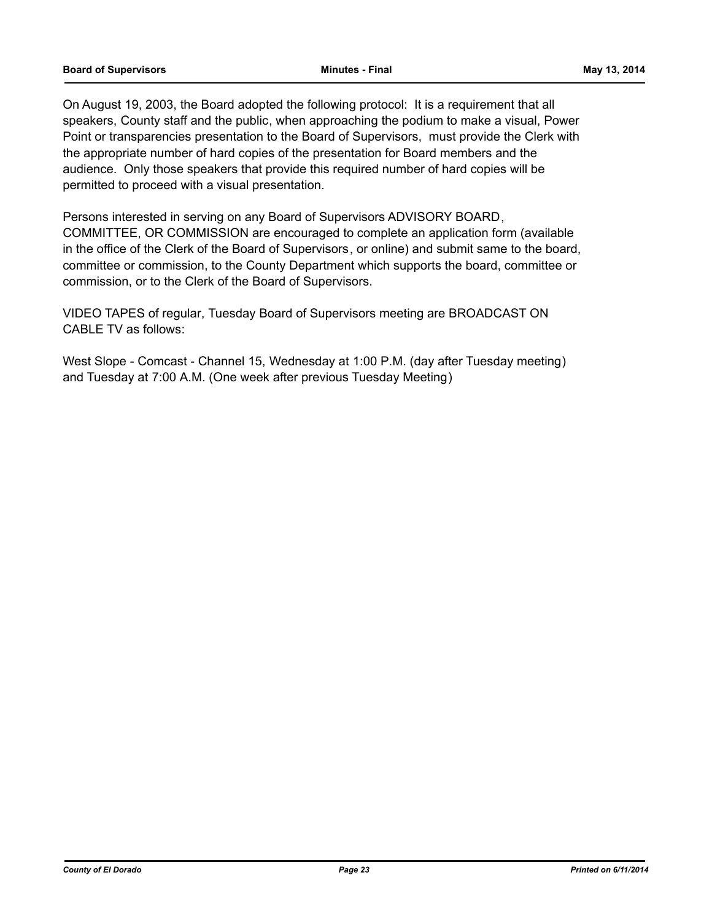On August 19, 2003, the Board adopted the following protocol: It is a requirement that all speakers, County staff and the public, when approaching the podium to make a visual, Power Point or transparencies presentation to the Board of Supervisors, must provide the Clerk with the appropriate number of hard copies of the presentation for Board members and the audience. Only those speakers that provide this required number of hard copies will be permitted to proceed with a visual presentation.

Persons interested in serving on any Board of Supervisors ADVISORY BOARD, COMMITTEE, OR COMMISSION are encouraged to complete an application form (available in the office of the Clerk of the Board of Supervisors, or online) and submit same to the board, committee or commission, to the County Department which supports the board, committee or commission, or to the Clerk of the Board of Supervisors.

VIDEO TAPES of regular, Tuesday Board of Supervisors meeting are BROADCAST ON CABLE TV as follows:

West Slope - Comcast - Channel 15, Wednesday at 1:00 P.M. (day after Tuesday meeting) and Tuesday at 7:00 A.M. (One week after previous Tuesday Meeting)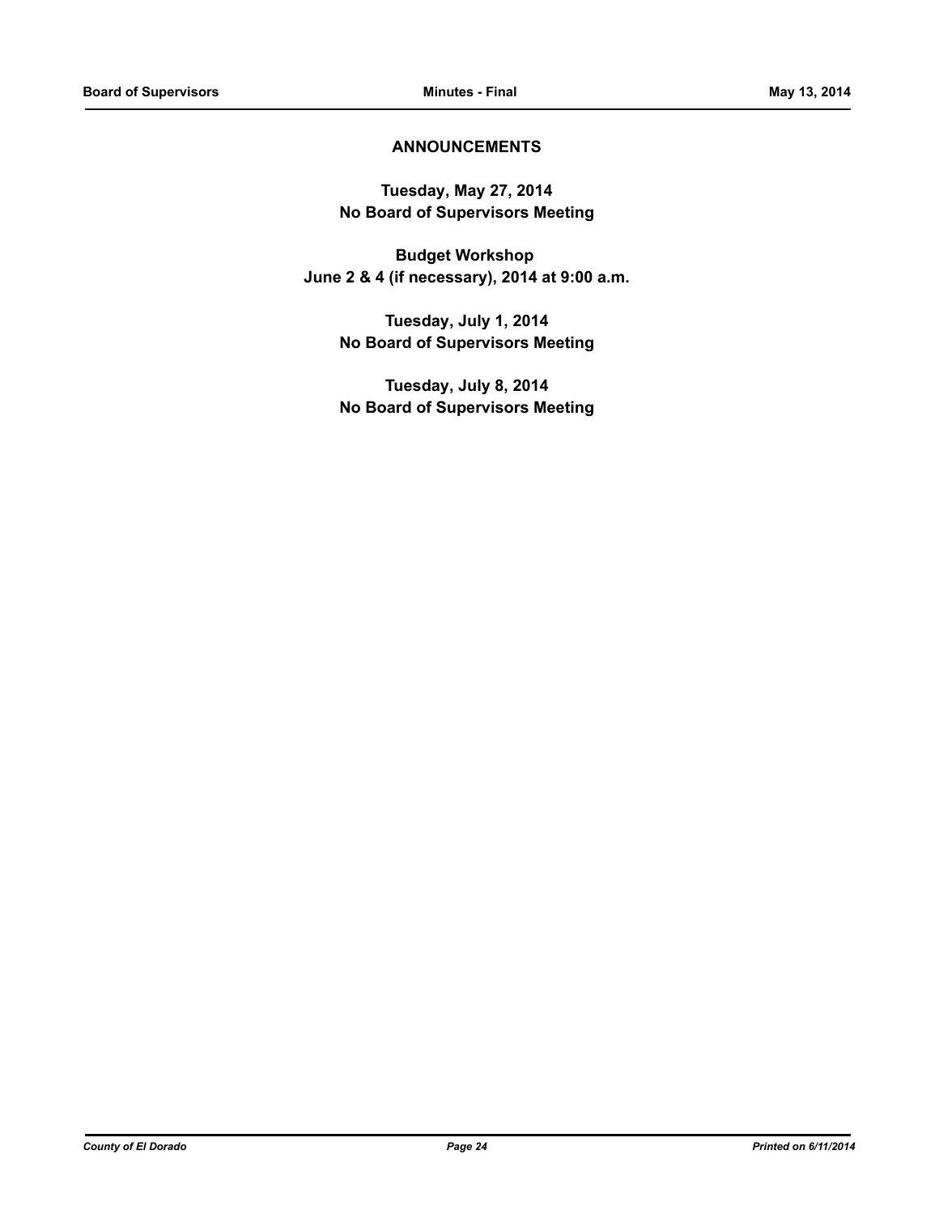## ANNOUNCEMENTS

**Tuesday, May 27, 2014**
**No Board of Supervisors Meeting**

**Budget Workshop**
**June 2 & 4 (if necessary), 2014 at 9:00 a.m.**

**Tuesday, July 1, 2014**
**No Board of Supervisors Meeting**

**Tuesday, July 8, 2014**
**No Board of Supervisors Meeting**